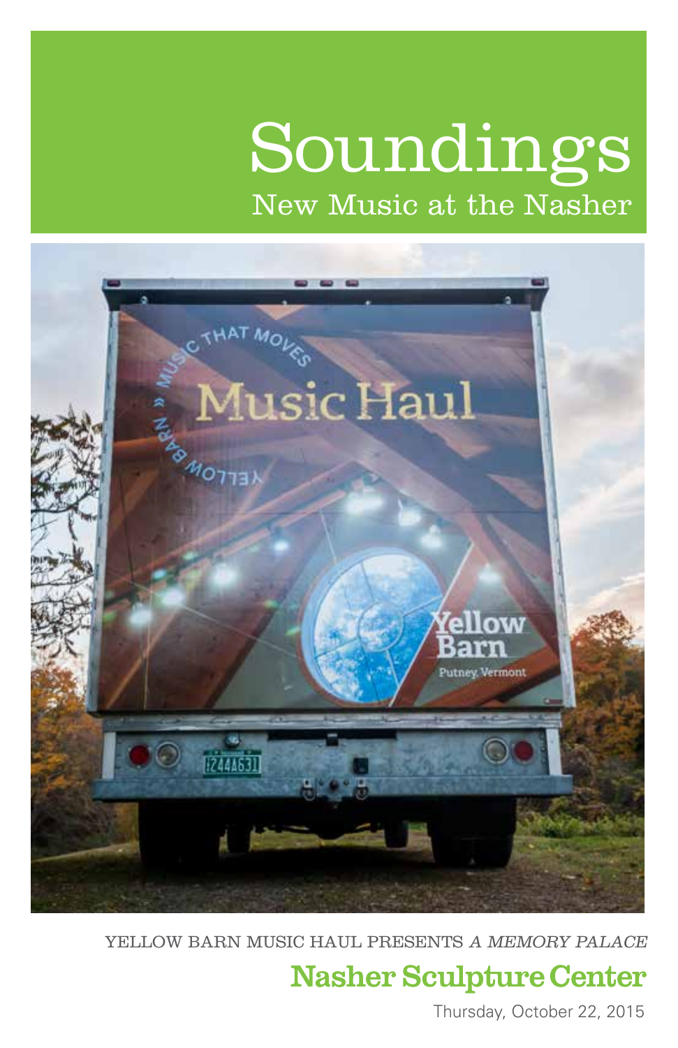# Soundings

## New Music at the Nasher

YELLOW BARN MUSIC HAUL PRESENTS *A MEMORY PALACE*

**Nasher Sculpture Center**

Thursday, October 22, 2015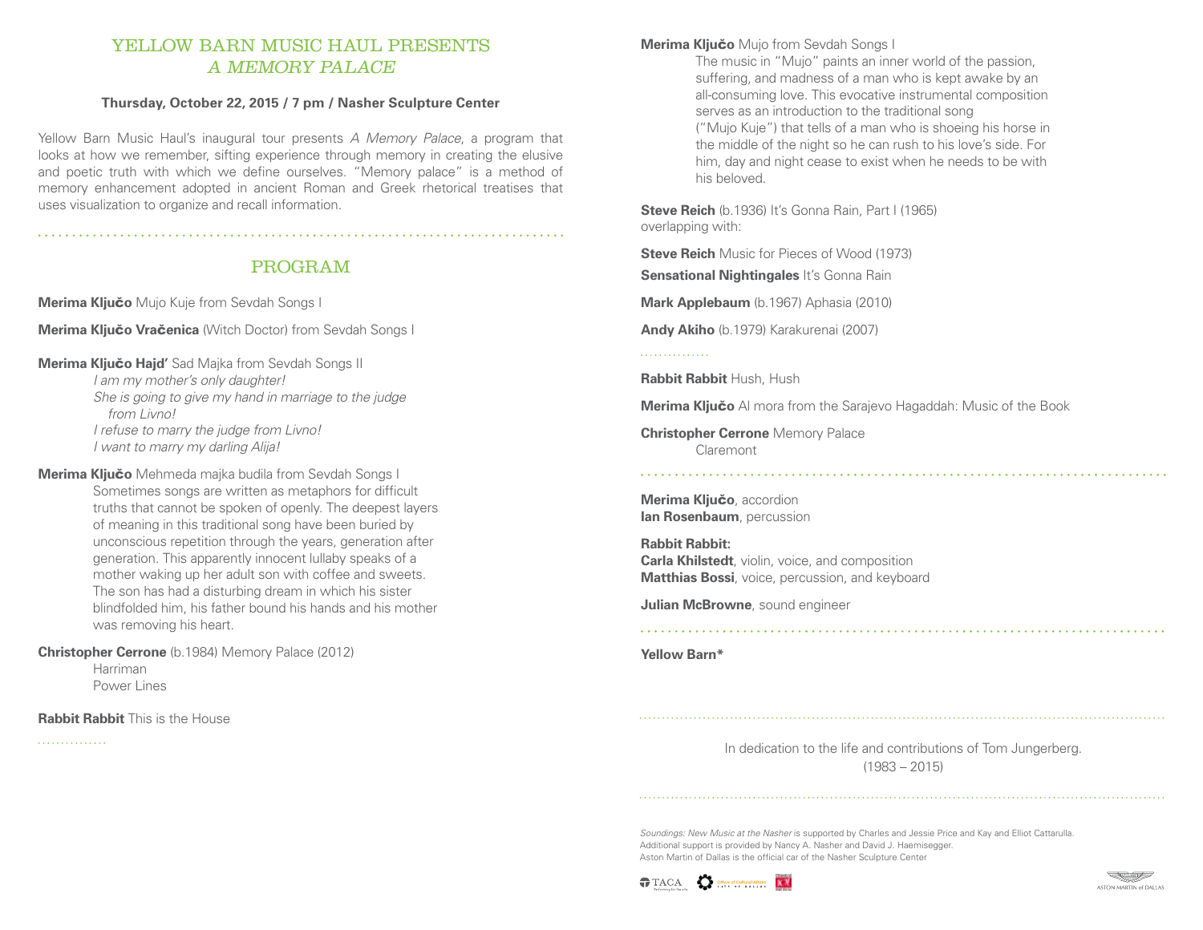## YELLOW BARN MUSIC HAUL PRESENTS
## *A MEMORY PALACE*

**Thursday, October 22, 2015 / 7 pm / Nasher Sculpture Center**

Yellow Barn Music Haul's inaugural tour presents *A Memory Palace*, a program that looks at how we remember, sifting experience through memory in creating the elusive and poetic truth with which we define ourselves. "Memory palace" is a method of memory enhancement adopted in ancient Roman and Greek rhetorical treatises that uses visualization to organize and recall information.

## PROGRAM

**Merima Ključo** Mujo Kuje from Sevdah Songs I

**Merima Ključo Vračenica** (Witch Doctor) from Sevdah Songs I

**Merima Ključo Hajd'** Sad Majka from Sevdah Songs II

*I am my mother's only daughter!*
*She is going to give my hand in marriage to the judge from Livno!*
*I refuse to marry the judge from Livno!*
*I want to marry my darling Alija!*

**Merima Ključo** Mehmeda majka budila from Sevdah Songs I

Sometimes songs are written as metaphors for difficult truths that cannot be spoken of openly. The deepest layers of meaning in this traditional song have been buried by unconscious repetition through the years, generation after generation. This apparently innocent lullaby speaks of a mother waking up her adult son with coffee and sweets. The son has had a disturbing dream in which his sister blindfolded him, his father bound his hands and his mother was removing his heart.

**Christopher Cerrone** (b.1984) Memory Palace (2012)
Harriman
Power Lines

**Rabbit Rabbit** This is the House

**Merima Ključo** Mujo from Sevdah Songs I

The music in "Mujo" paints an inner world of the passion, suffering, and madness of a man who is kept awake by an all-consuming love. This evocative instrumental composition serves as an introduction to the traditional song ("Mujo Kuje") that tells of a man who is shoeing his horse in the middle of the night so he can rush to his love's side. For him, day and night cease to exist when he needs to be with his beloved.

**Steve Reich** (b.1936) It's Gonna Rain, Part I (1965)
overlapping with:

**Steve Reich** Music for Pieces of Wood (1973)

**Sensational Nightingales** It's Gonna Rain

**Mark Applebaum** (b.1967) Aphasia (2010)

**Andy Akiho** (b.1979) Karakurenai (2007)

**Rabbit Rabbit** Hush, Hush

**Merima Ključo** Al mora from the Sarajevo Hagaddah: Music of the Book

**Christopher Cerrone** Memory Palace
Claremont

**Merima Ključo**, accordion
**Ian Rosenbaum**, percussion

**Rabbit Rabbit:**
**Carla Khilstedt**, violin, voice, and composition
**Matthias Bossi**, voice, percussion, and keyboard

**Julian McBrowne**, sound engineer

**Yellow Barn***

In dedication to the life and contributions of Tom Jungerberg.
(1983 – 2015)

*Soundings: New Music at the Nasher* is supported by Charles and Jessie Price and Kay and Elliot Cattarulla.
Additional support is provided by Nancy A. Nasher and David J. Haemisegger.
Aston Martin of Dallas is the official car of the Nasher Sculpture Center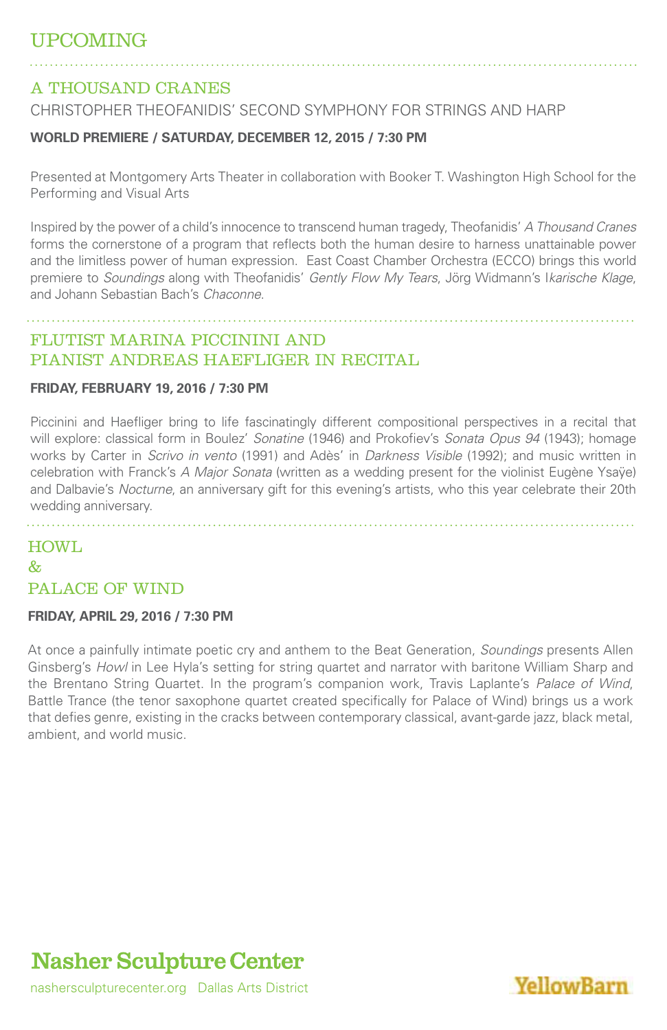# UPCOMING

## A THOUSAND CRANES

CHRISTOPHER THEOFANIDIS' SECOND SYMPHONY FOR STRINGS AND HARP

**WORLD PREMIERE / SATURDAY, DECEMBER 12, 2015 / 7:30 PM**

Presented at Montgomery Arts Theater in collaboration with Booker T. Washington High School for the Performing and Visual Arts

Inspired by the power of a child's innocence to transcend human tragedy, Theofanidis' *A Thousand Cranes* forms the cornerstone of a program that reflects both the human desire to harness unattainable power and the limitless power of human expression. East Coast Chamber Orchestra (ECCO) brings this world premiere to *Soundings* along with Theofanidis' *Gently Flow My Tears*, Jörg Widmann's I*karische Klage*, and Johann Sebastian Bach's *Chaconne*.

## FLUTIST MARINA PICCININI AND PIANIST ANDREAS HAEFLIGER IN RECITAL

**FRIDAY, FEBRUARY 19, 2016 / 7:30 PM**

Piccinini and Haefliger bring to life fascinatingly different compositional perspectives in a recital that will explore: classical form in Boulez' *Sonatine* (1946) and Prokofiev's *Sonata Opus 94* (1943); homage works by Carter in *Scrivo in vento* (1991) and Adès' in *Darkness Visible* (1992); and music written in celebration with Franck's *A Major Sonata* (written as a wedding present for the violinist Eugène Ysaÿe) and Dalbavie's *Nocturne*, an anniversary gift for this evening's artists, who this year celebrate their 20th wedding anniversary.

## HOWL & PALACE OF WIND

**FRIDAY, APRIL 29, 2016 / 7:30 PM**

At once a painfully intimate poetic cry and anthem to the Beat Generation, *Soundings* presents Allen Ginsberg's *Howl* in Lee Hyla's setting for string quartet and narrator with baritone William Sharp and the Brentano String Quartet. In the program's companion work, Travis Laplante's *Palace of Wind*, Battle Trance (the tenor saxophone quartet created specifically for Palace of Wind) brings us a work that defies genre, existing in the cracks between contemporary classical, avant-garde jazz, black metal, ambient, and world music.

**Nasher Sculpture Center**

nashersculpturecenter.org Dallas Arts District

YellowBarn